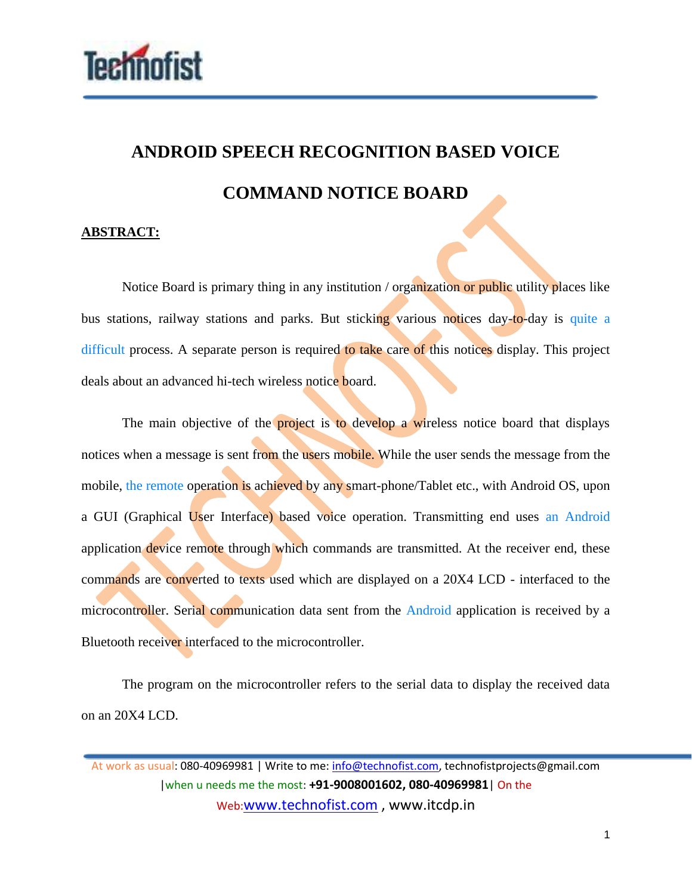# ANDROID SPEECH RECOGNITION BASED VOICE COMMAND NOTICE BOARD

## ABSTRACT:

Notice Board is primary thing in any institution / organization or public utility places like bus stations, railway stations and parks. But sticking various notices day-to-day is quite a difficult process. A separate person is required to take care of this notices display. This project deals about an advanced hi-tech wireless notice board.

The main objective of the project is to develop a wireless notice board that displays notices when a message is sent from the users mobile. While the user sends the message from the mobile, the remote operation is achieved by any smart-phone/Tablet etc., with Android OS, upon a GUI (Graphical User Interface) based voice operation. Transmitting end uses an Android application device remote through which commands are transmitted. At the receiver end, these commands are converted to texts used which are displayed on a 20X4 LCD - interfaced to the microcontroller. Serial communication data sent from the Android application is received by a Bluetooth receiver interfaced to the microcontroller.

The program on the microcontroller refers to the serial data to display the received data on an 20X4 LCD.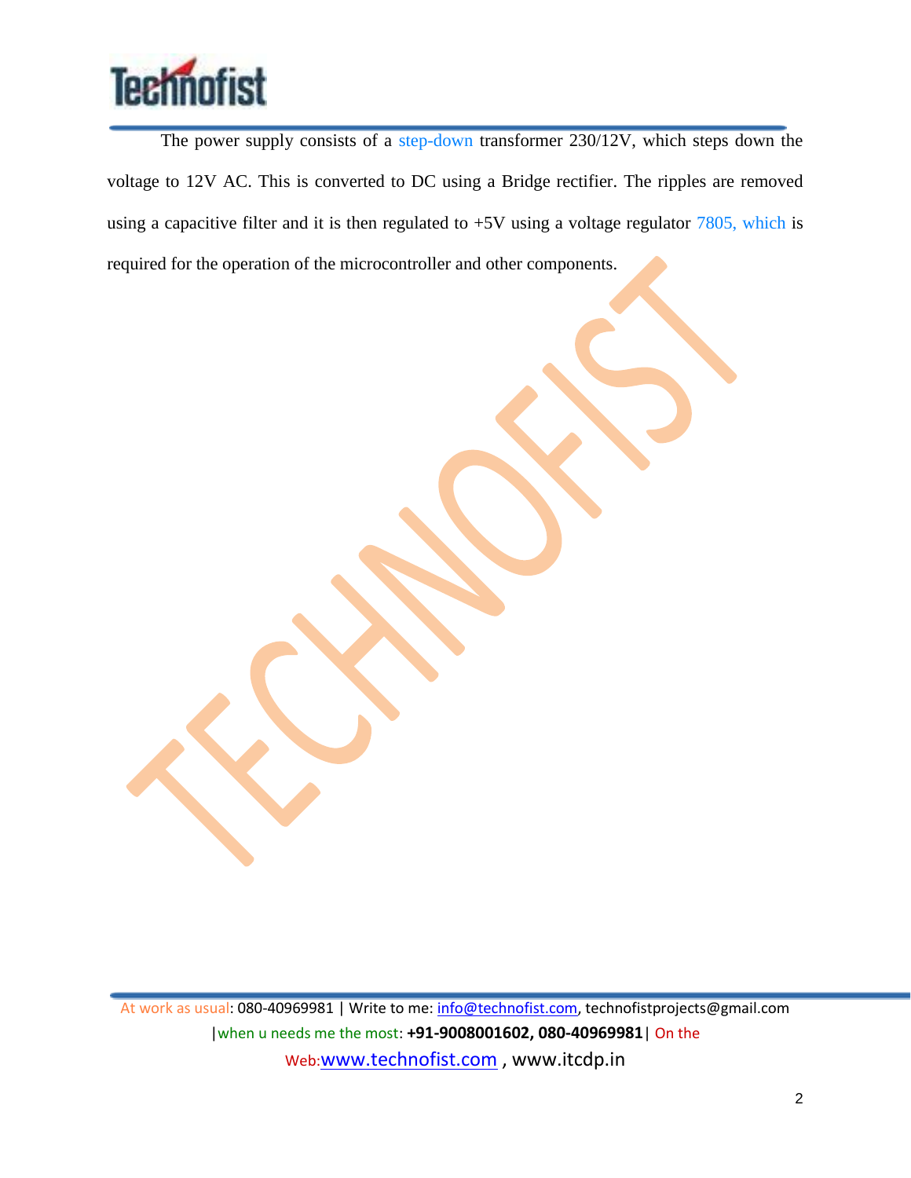The power supply consists of a step-down transformer 230/12V, which steps down the voltage to 12V AC. This is converted to DC using a Bridge rectifier. The ripples are removed using a capacitive filter and it is then regulated to +5V using a voltage regulator 7805, which is required for the operation of the microcontroller and other components.